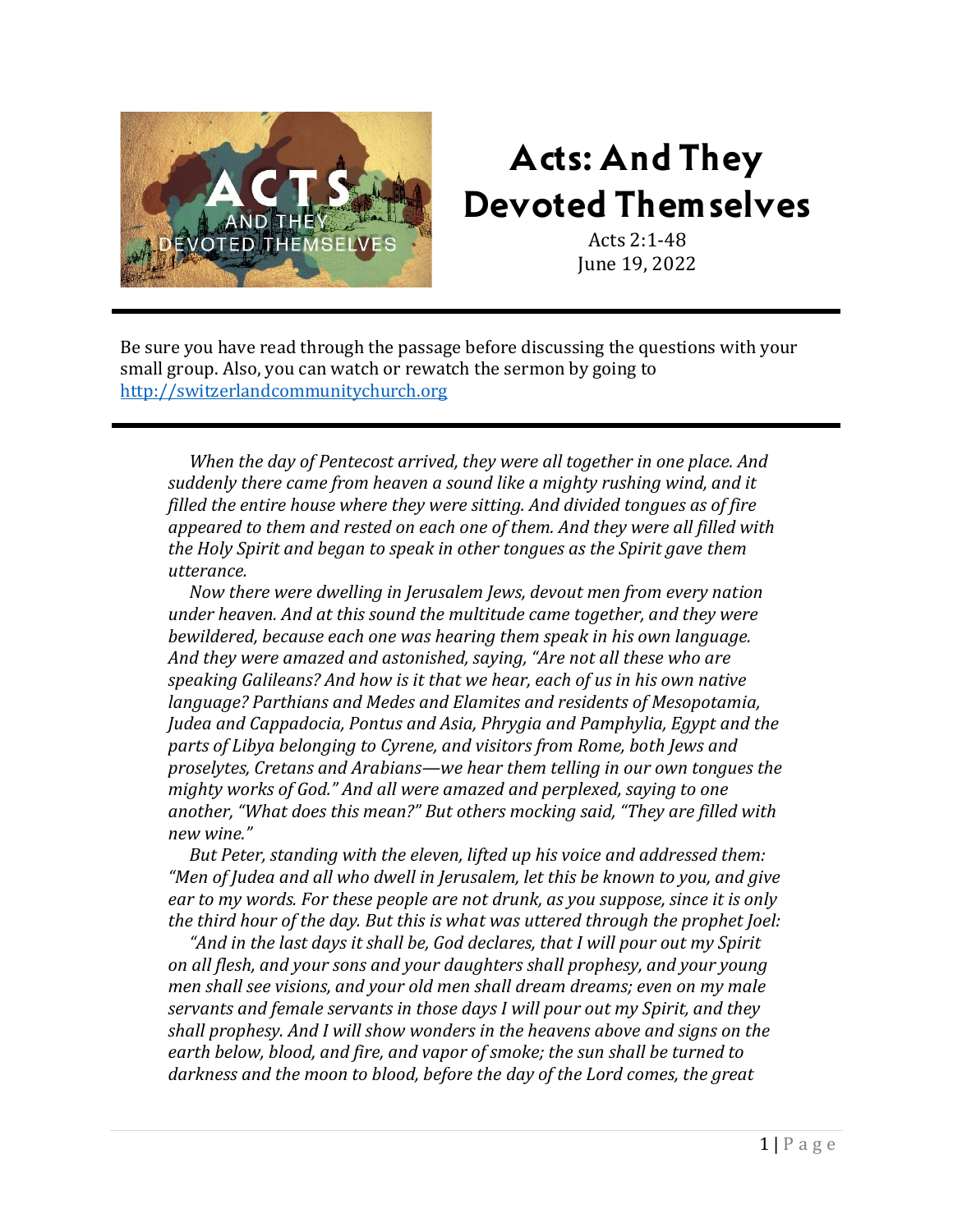# Acts: And They Devoted Themselves

Acts 2:1-48
June 19, 2022

---

Be sure you have read through the passage before discussing the questions with your small group. Also, you can watch or rewatch the sermon by going to http://switzerlandcommunitychurch.org

---

*When the day of Pentecost arrived, they were all together in one place. And suddenly there came from heaven a sound like a mighty rushing wind, and it filled the entire house where they were sitting. And divided tongues as of fire appeared to them and rested on each one of them. And they were all filled with the Holy Spirit and began to speak in other tongues as the Spirit gave them utterance.*

*Now there were dwelling in Jerusalem Jews, devout men from every nation under heaven. And at this sound the multitude came together, and they were bewildered, because each one was hearing them speak in his own language. And they were amazed and astonished, saying, "Are not all these who are speaking Galileans? And how is it that we hear, each of us in his own native language? Parthians and Medes and Elamites and residents of Mesopotamia, Judea and Cappadocia, Pontus and Asia, Phrygia and Pamphylia, Egypt and the parts of Libya belonging to Cyrene, and visitors from Rome, both Jews and proselytes, Cretans and Arabians—we hear them telling in our own tongues the mighty works of God." And all were amazed and perplexed, saying to one another, "What does this mean?" But others mocking said, "They are filled with new wine."*

*But Peter, standing with the eleven, lifted up his voice and addressed them: "Men of Judea and all who dwell in Jerusalem, let this be known to you, and give ear to my words. For these people are not drunk, as you suppose, since it is only the third hour of the day. But this is what was uttered through the prophet Joel:*

*"And in the last days it shall be, God declares, that I will pour out my Spirit on all flesh, and your sons and your daughters shall prophesy, and your young men shall see visions, and your old men shall dream dreams; even on my male servants and female servants in those days I will pour out my Spirit, and they shall prophesy. And I will show wonders in the heavens above and signs on the earth below, blood, and fire, and vapor of smoke; the sun shall be turned to darkness and the moon to blood, before the day of the Lord comes, the great*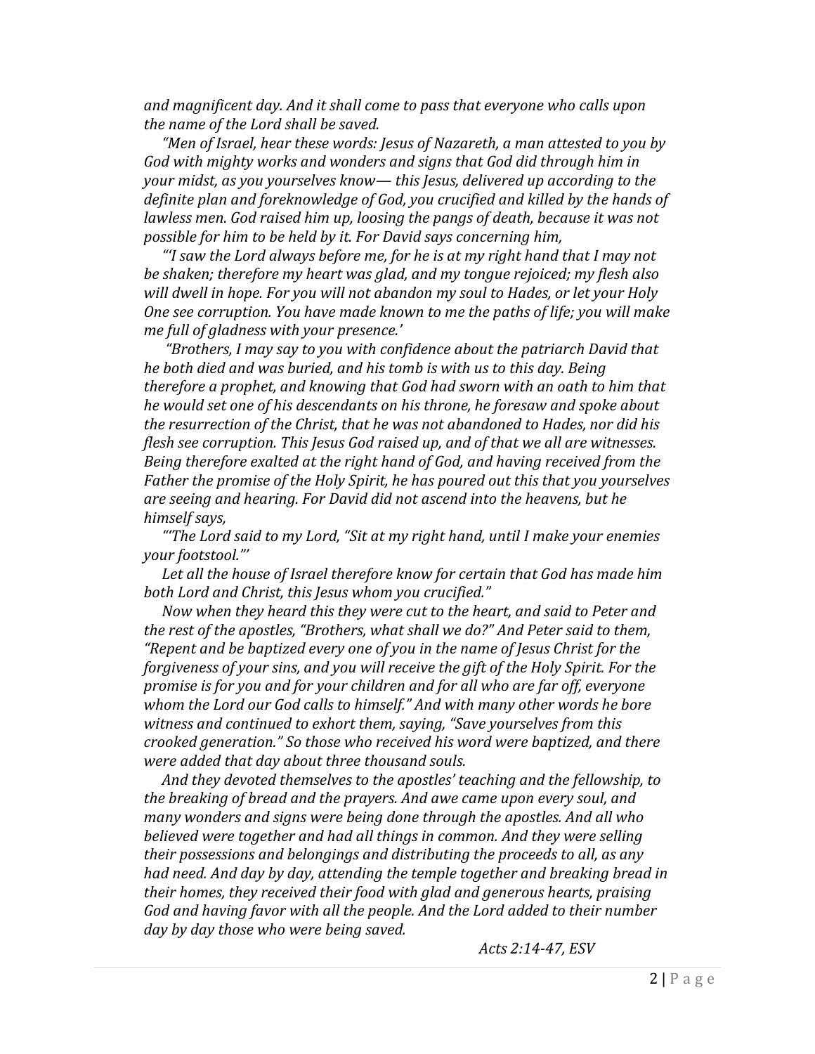*and magnificent day. And it shall come to pass that everyone who calls upon the name of the Lord shall be saved.*

*"Men of Israel, hear these words: Jesus of Nazareth, a man attested to you by God with mighty works and wonders and signs that God did through him in your midst, as you yourselves know— this Jesus, delivered up according to the definite plan and foreknowledge of God, you crucified and killed by the hands of lawless men. God raised him up, loosing the pangs of death, because it was not possible for him to be held by it. For David says concerning him,*

*"'I saw the Lord always before me, for he is at my right hand that I may not be shaken; therefore my heart was glad, and my tongue rejoiced; my flesh also will dwell in hope. For you will not abandon my soul to Hades, or let your Holy One see corruption. You have made known to me the paths of life; you will make me full of gladness with your presence.'*

*"Brothers, I may say to you with confidence about the patriarch David that he both died and was buried, and his tomb is with us to this day. Being therefore a prophet, and knowing that God had sworn with an oath to him that he would set one of his descendants on his throne, he foresaw and spoke about the resurrection of the Christ, that he was not abandoned to Hades, nor did his flesh see corruption. This Jesus God raised up, and of that we all are witnesses. Being therefore exalted at the right hand of God, and having received from the Father the promise of the Holy Spirit, he has poured out this that you yourselves are seeing and hearing. For David did not ascend into the heavens, but he himself says,*

*"'The Lord said to my Lord, "Sit at my right hand, until I make your enemies your footstool."'*

*Let all the house of Israel therefore know for certain that God has made him both Lord and Christ, this Jesus whom you crucified."*

*Now when they heard this they were cut to the heart, and said to Peter and the rest of the apostles, "Brothers, what shall we do?" And Peter said to them, "Repent and be baptized every one of you in the name of Jesus Christ for the forgiveness of your sins, and you will receive the gift of the Holy Spirit. For the promise is for you and for your children and for all who are far off, everyone whom the Lord our God calls to himself." And with many other words he bore witness and continued to exhort them, saying, "Save yourselves from this crooked generation." So those who received his word were baptized, and there were added that day about three thousand souls.*

*And they devoted themselves to the apostles' teaching and the fellowship, to the breaking of bread and the prayers. And awe came upon every soul, and many wonders and signs were being done through the apostles. And all who believed were together and had all things in common. And they were selling their possessions and belongings and distributing the proceeds to all, as any had need. And day by day, attending the temple together and breaking bread in their homes, they received their food with glad and generous hearts, praising God and having favor with all the people. And the Lord added to their number day by day those who were being saved.*

*Acts 2:14-47, ESV*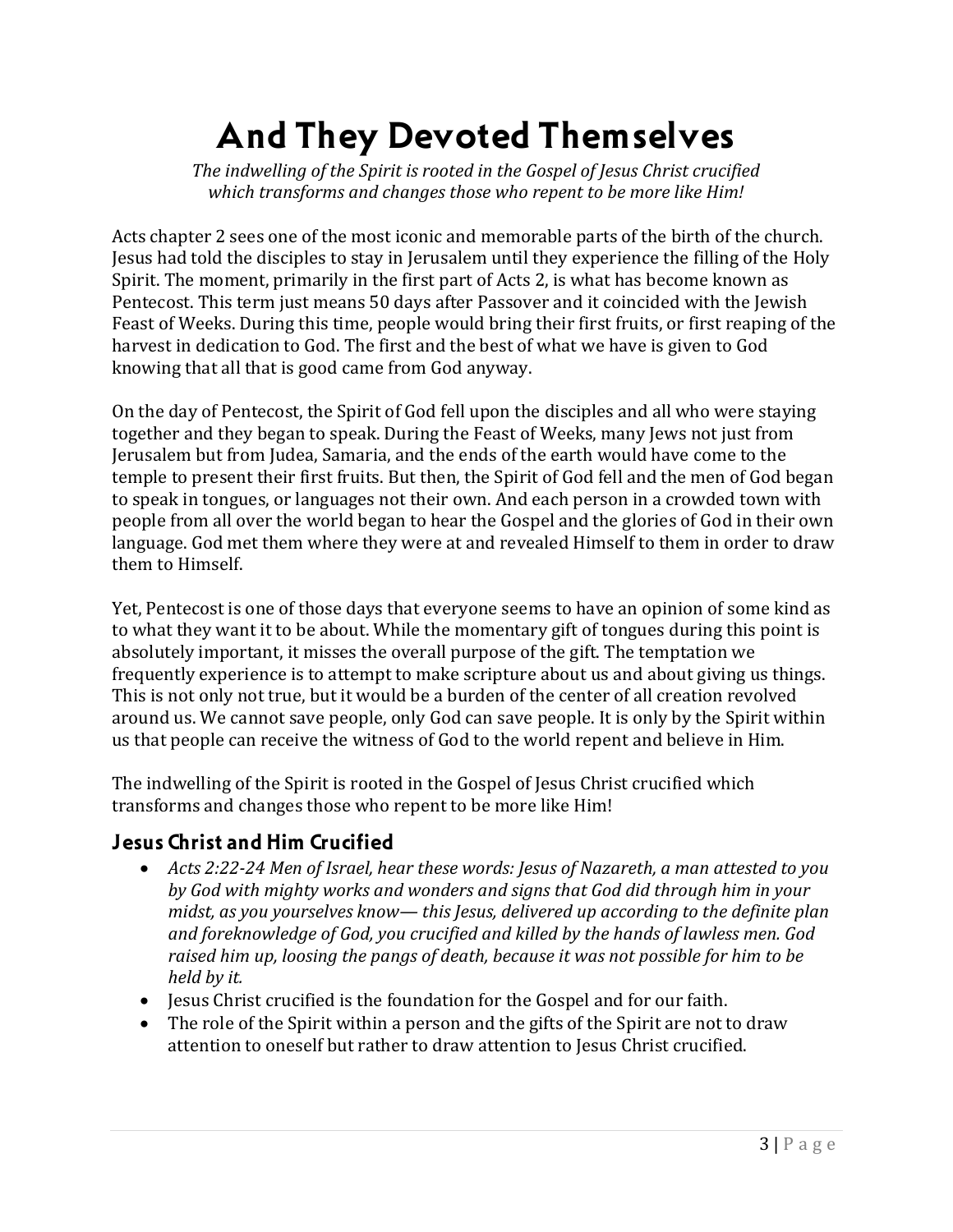# And They Devoted Themselves

*The indwelling of the Spirit is rooted in the Gospel of Jesus Christ crucified which transforms and changes those who repent to be more like Him!*

Acts chapter 2 sees one of the most iconic and memorable parts of the birth of the church. Jesus had told the disciples to stay in Jerusalem until they experience the filling of the Holy Spirit. The moment, primarily in the first part of Acts 2, is what has become known as Pentecost. This term just means 50 days after Passover and it coincided with the Jewish Feast of Weeks. During this time, people would bring their first fruits, or first reaping of the harvest in dedication to God. The first and the best of what we have is given to God knowing that all that is good came from God anyway.

On the day of Pentecost, the Spirit of God fell upon the disciples and all who were staying together and they began to speak. During the Feast of Weeks, many Jews not just from Jerusalem but from Judea, Samaria, and the ends of the earth would have come to the temple to present their first fruits. But then, the Spirit of God fell and the men of God began to speak in tongues, or languages not their own. And each person in a crowded town with people from all over the world began to hear the Gospel and the glories of God in their own language. God met them where they were at and revealed Himself to them in order to draw them to Himself.

Yet, Pentecost is one of those days that everyone seems to have an opinion of some kind as to what they want it to be about. While the momentary gift of tongues during this point is absolutely important, it misses the overall purpose of the gift. The temptation we frequently experience is to attempt to make scripture about us and about giving us things. This is not only not true, but it would be a burden of the center of all creation revolved around us. We cannot save people, only God can save people. It is only by the Spirit within us that people can receive the witness of God to the world repent and believe in Him.

The indwelling of the Spirit is rooted in the Gospel of Jesus Christ crucified which transforms and changes those who repent to be more like Him!

## Jesus Christ and Him Crucified

- *Acts 2:22-24 Men of Israel, hear these words: Jesus of Nazareth, a man attested to you by God with mighty works and wonders and signs that God did through him in your midst, as you yourselves know— this Jesus, delivered up according to the definite plan and foreknowledge of God, you crucified and killed by the hands of lawless men. God raised him up, loosing the pangs of death, because it was not possible for him to be held by it.*
- Jesus Christ crucified is the foundation for the Gospel and for our faith.
- The role of the Spirit within a person and the gifts of the Spirit are not to draw attention to oneself but rather to draw attention to Jesus Christ crucified.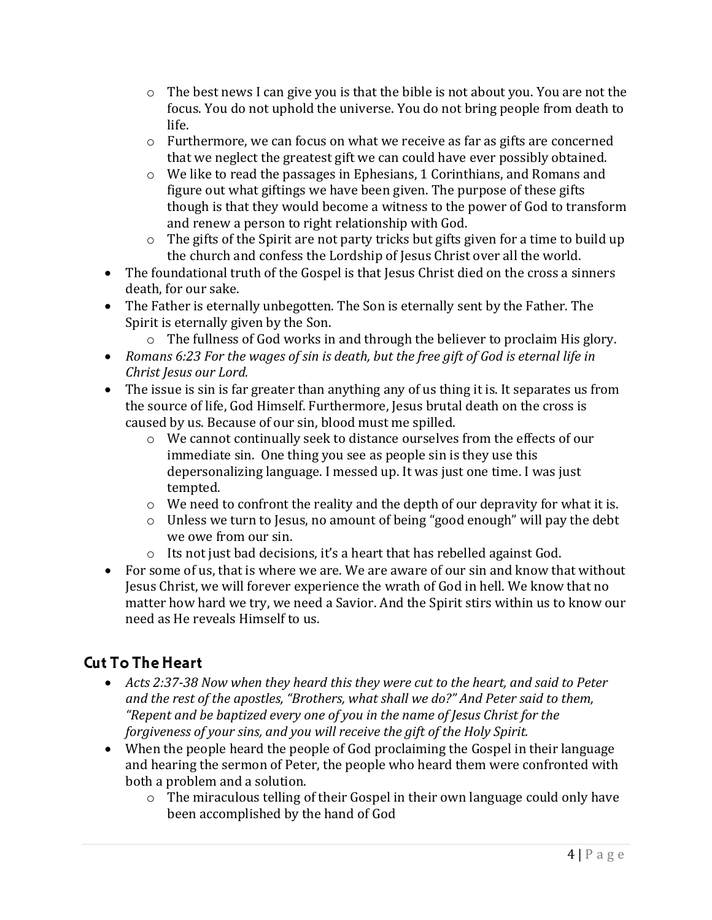- The best news I can give you is that the bible is not about you. You are not the focus. You do not uphold the universe. You do not bring people from death to life.
  - Furthermore, we can focus on what we receive as far as gifts are concerned that we neglect the greatest gift we can could have ever possibly obtained.
  - We like to read the passages in Ephesians, 1 Corinthians, and Romans and figure out what giftings we have been given. The purpose of these gifts though is that they would become a witness to the power of God to transform and renew a person to right relationship with God.
  - The gifts of the Spirit are not party tricks but gifts given for a time to build up the church and confess the Lordship of Jesus Christ over all the world.
- The foundational truth of the Gospel is that Jesus Christ died on the cross a sinners death, for our sake.
- The Father is eternally unbegotten. The Son is eternally sent by the Father. The Spirit is eternally given by the Son.
  - The fullness of God works in and through the believer to proclaim His glory.
- *Romans 6:23 For the wages of sin is death, but the free gift of God is eternal life in Christ Jesus our Lord.*
- The issue is sin is far greater than anything any of us thing it is. It separates us from the source of life, God Himself. Furthermore, Jesus brutal death on the cross is caused by us. Because of our sin, blood must me spilled.
  - We cannot continually seek to distance ourselves from the effects of our immediate sin. One thing you see as people sin is they use this depersonalizing language. I messed up. It was just one time. I was just tempted.
  - We need to confront the reality and the depth of our depravity for what it is.
  - Unless we turn to Jesus, no amount of being "good enough" will pay the debt we owe from our sin.
  - Its not just bad decisions, it's a heart that has rebelled against God.
- For some of us, that is where we are. We are aware of our sin and know that without Jesus Christ, we will forever experience the wrath of God in hell. We know that no matter how hard we try, we need a Savior. And the Spirit stirs within us to know our need as He reveals Himself to us.

## Cut To The Heart

- *Acts 2:37-38 Now when they heard this they were cut to the heart, and said to Peter and the rest of the apostles, "Brothers, what shall we do?" And Peter said to them, "Repent and be baptized every one of you in the name of Jesus Christ for the forgiveness of your sins, and you will receive the gift of the Holy Spirit.*
- When the people heard the people of God proclaiming the Gospel in their language and hearing the sermon of Peter, the people who heard them were confronted with both a problem and a solution.
  - The miraculous telling of their Gospel in their own language could only have been accomplished by the hand of God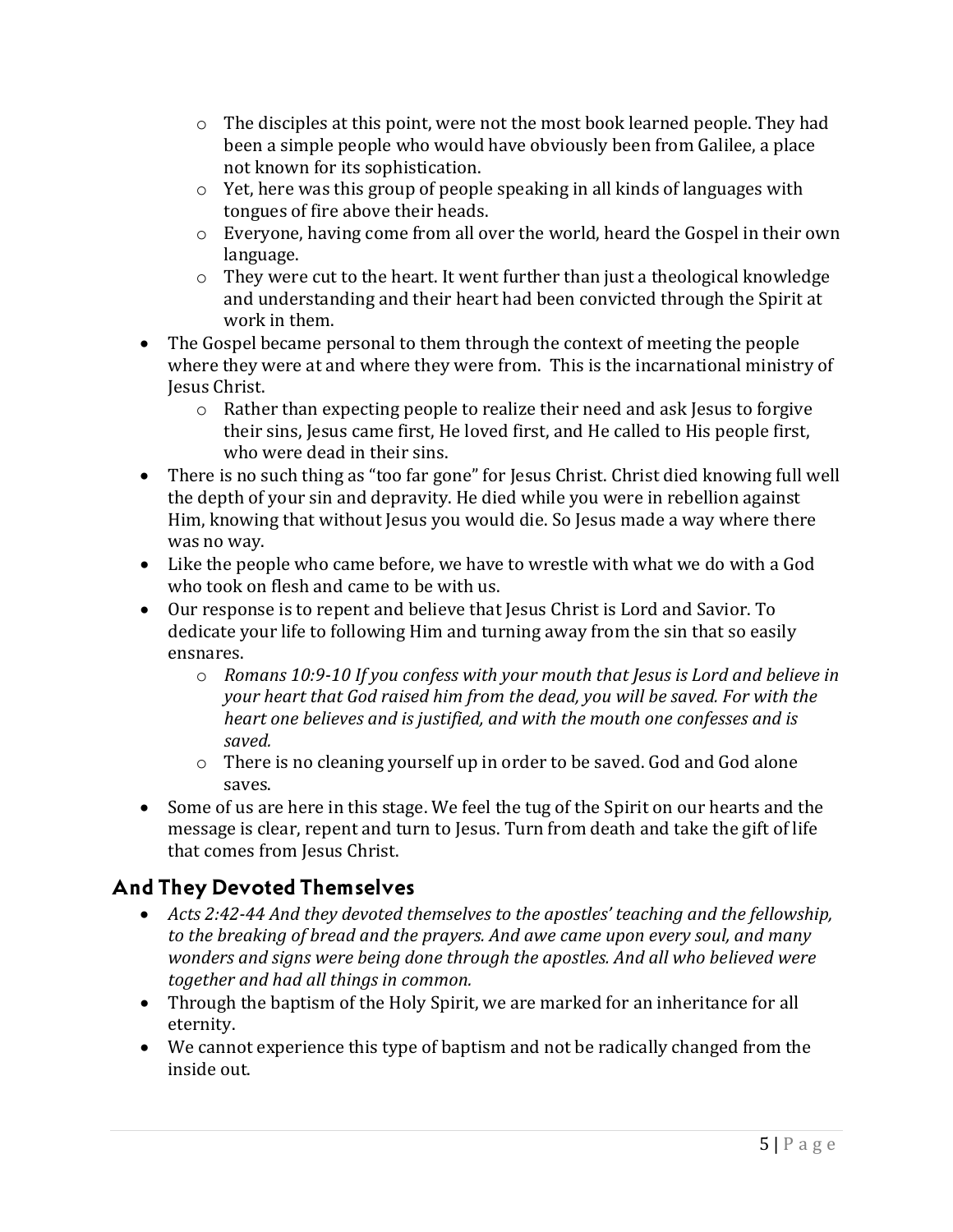- The disciples at this point, were not the most book learned people. They had been a simple people who would have obviously been from Galilee, a place not known for its sophistication.
    - Yet, here was this group of people speaking in all kinds of languages with tongues of fire above their heads.
    - Everyone, having come from all over the world, heard the Gospel in their own language.
    - They were cut to the heart. It went further than just a theological knowledge and understanding and their heart had been convicted through the Spirit at work in them.
- The Gospel became personal to them through the context of meeting the people where they were at and where they were from. This is the incarnational ministry of Jesus Christ.
    - Rather than expecting people to realize their need and ask Jesus to forgive their sins, Jesus came first, He loved first, and He called to His people first, who were dead in their sins.
- There is no such thing as "too far gone" for Jesus Christ. Christ died knowing full well the depth of your sin and depravity. He died while you were in rebellion against Him, knowing that without Jesus you would die. So Jesus made a way where there was no way.
- Like the people who came before, we have to wrestle with what we do with a God who took on flesh and came to be with us.
- Our response is to repent and believe that Jesus Christ is Lord and Savior. To dedicate your life to following Him and turning away from the sin that so easily ensnares.
    - *Romans 10:9-10 If you confess with your mouth that Jesus is Lord and believe in your heart that God raised him from the dead, you will be saved. For with the heart one believes and is justified, and with the mouth one confesses and is saved.*
    - There is no cleaning yourself up in order to be saved. God and God alone saves.
- Some of us are here in this stage. We feel the tug of the Spirit on our hearts and the message is clear, repent and turn to Jesus. Turn from death and take the gift of life that comes from Jesus Christ.

## And They Devoted Themselves

- *Acts 2:42-44 And they devoted themselves to the apostles' teaching and the fellowship, to the breaking of bread and the prayers. And awe came upon every soul, and many wonders and signs were being done through the apostles. And all who believed were together and had all things in common.*
- Through the baptism of the Holy Spirit, we are marked for an inheritance for all eternity.
- We cannot experience this type of baptism and not be radically changed from the inside out.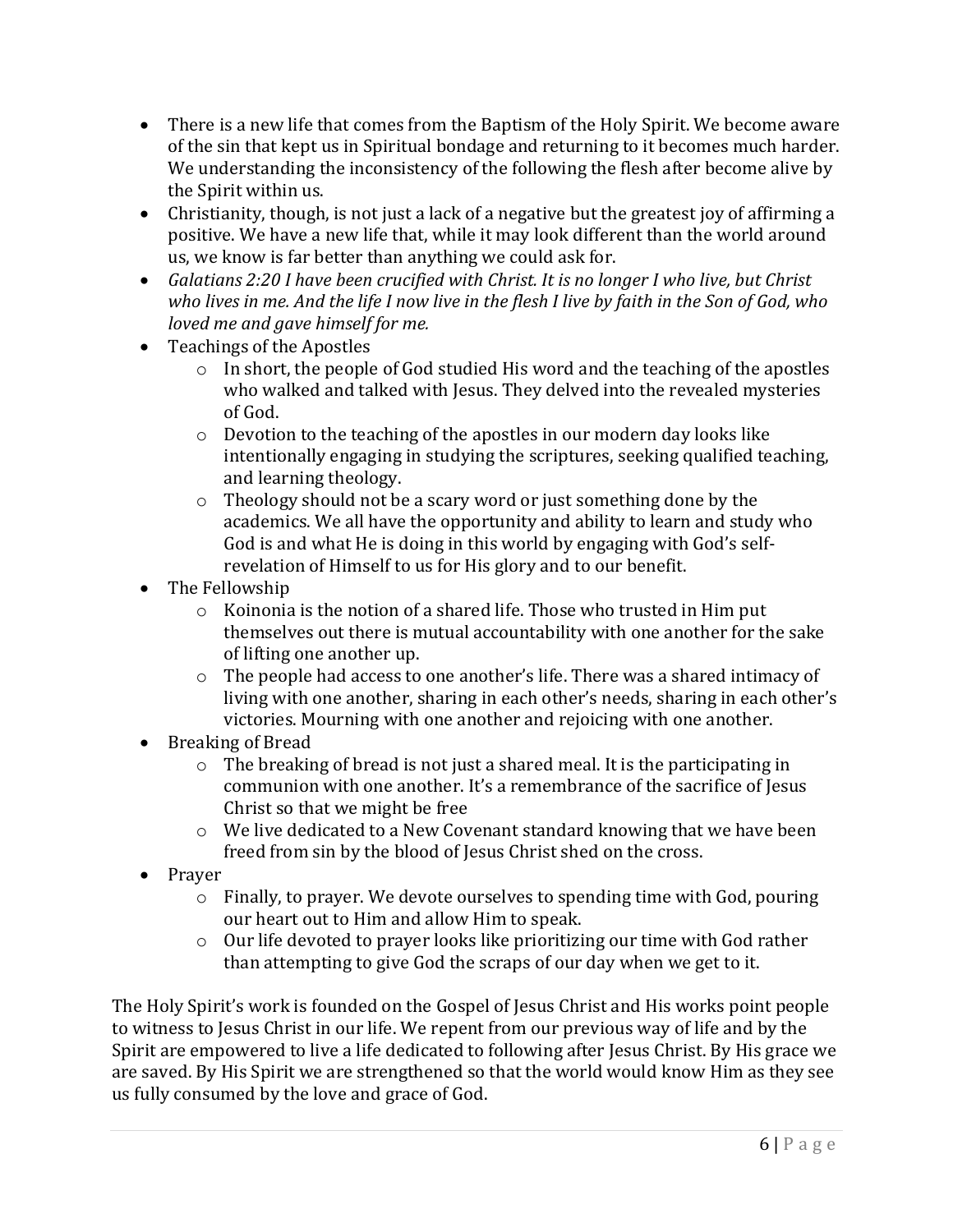- There is a new life that comes from the Baptism of the Holy Spirit. We become aware of the sin that kept us in Spiritual bondage and returning to it becomes much harder. We understanding the inconsistency of the following the flesh after become alive by the Spirit within us.
- Christianity, though, is not just a lack of a negative but the greatest joy of affirming a positive. We have a new life that, while it may look different than the world around us, we know is far better than anything we could ask for.
- *Galatians 2:20 I have been crucified with Christ. It is no longer I who live, but Christ who lives in me. And the life I now live in the flesh I live by faith in the Son of God, who loved me and gave himself for me.*
- Teachings of the Apostles
  - In short, the people of God studied His word and the teaching of the apostles who walked and talked with Jesus. They delved into the revealed mysteries of God.
  - Devotion to the teaching of the apostles in our modern day looks like intentionally engaging in studying the scriptures, seeking qualified teaching, and learning theology.
  - Theology should not be a scary word or just something done by the academics. We all have the opportunity and ability to learn and study who God is and what He is doing in this world by engaging with God's self-revelation of Himself to us for His glory and to our benefit.
- The Fellowship
  - Koinonia is the notion of a shared life. Those who trusted in Him put themselves out there is mutual accountability with one another for the sake of lifting one another up.
  - The people had access to one another's life. There was a shared intimacy of living with one another, sharing in each other's needs, sharing in each other's victories. Mourning with one another and rejoicing with one another.
- Breaking of Bread
  - The breaking of bread is not just a shared meal. It is the participating in communion with one another. It's a remembrance of the sacrifice of Jesus Christ so that we might be free
  - We live dedicated to a New Covenant standard knowing that we have been freed from sin by the blood of Jesus Christ shed on the cross.
- Prayer
  - Finally, to prayer. We devote ourselves to spending time with God, pouring our heart out to Him and allow Him to speak.
  - Our life devoted to prayer looks like prioritizing our time with God rather than attempting to give God the scraps of our day when we get to it.

The Holy Spirit's work is founded on the Gospel of Jesus Christ and His works point people to witness to Jesus Christ in our life. We repent from our previous way of life and by the Spirit are empowered to live a life dedicated to following after Jesus Christ. By His grace we are saved. By His Spirit we are strengthened so that the world would know Him as they see us fully consumed by the love and grace of God.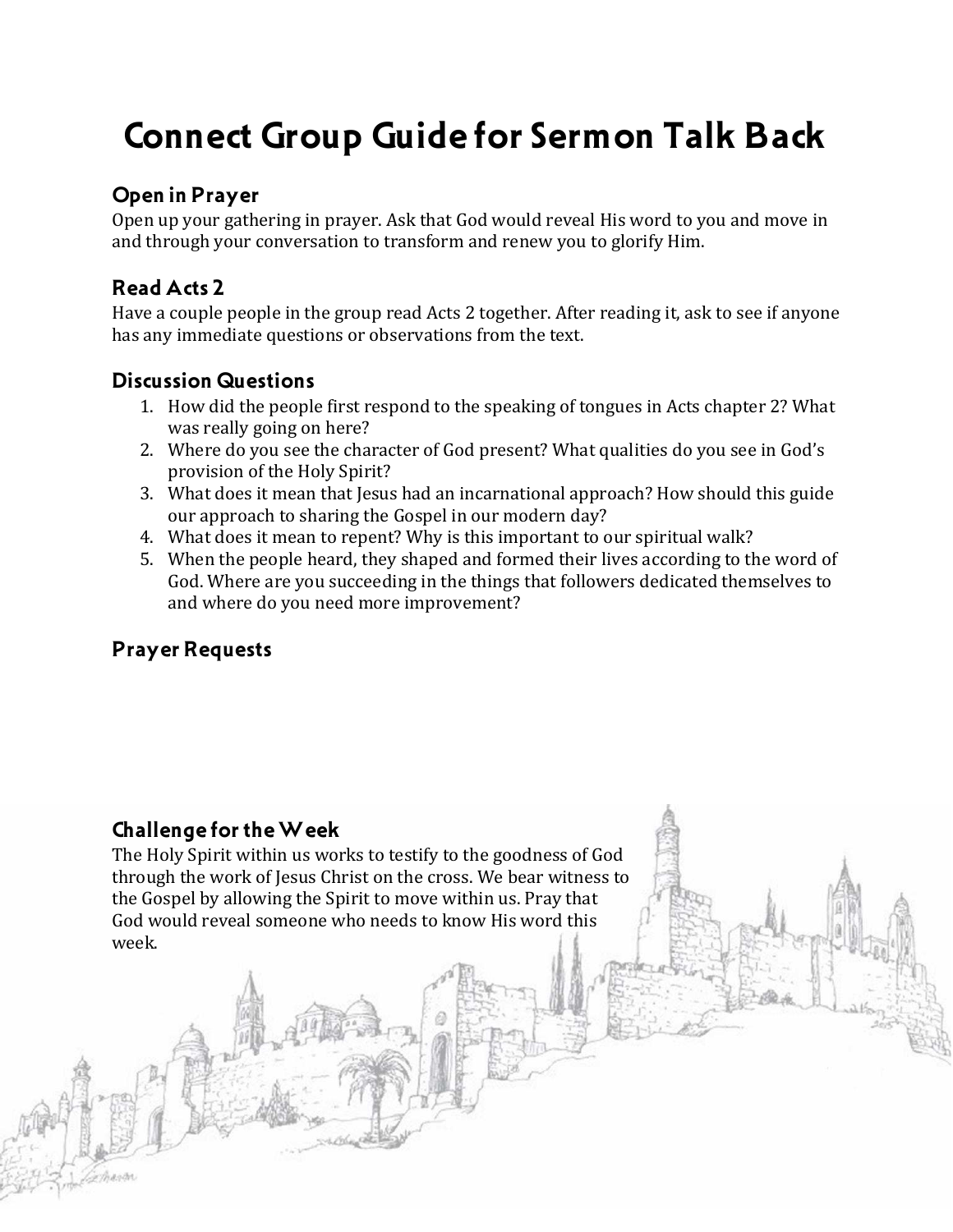# Connect Group Guide for Sermon Talk Back

## Open in Prayer

Open up your gathering in prayer. Ask that God would reveal His word to you and move in and through your conversation to transform and renew you to glorify Him.

## Read Acts 2

Have a couple people in the group read Acts 2 together. After reading it, ask to see if anyone has any immediate questions or observations from the text.

## Discussion Questions

1. How did the people first respond to the speaking of tongues in Acts chapter 2? What was really going on here?
2. Where do you see the character of God present? What qualities do you see in God's provision of the Holy Spirit?
3. What does it mean that Jesus had an incarnational approach? How should this guide our approach to sharing the Gospel in our modern day?
4. What does it mean to repent? Why is this important to our spiritual walk?
5. When the people heard, they shaped and formed their lives according to the word of God. Where are you succeeding in the things that followers dedicated themselves to and where do you need more improvement?

## Prayer Requests

## Challenge for the Week

The Holy Spirit within us works to testify to the goodness of God through the work of Jesus Christ on the cross. We bear witness to the Gospel by allowing the Spirit to move within us. Pray that God would reveal someone who needs to know His word this week.